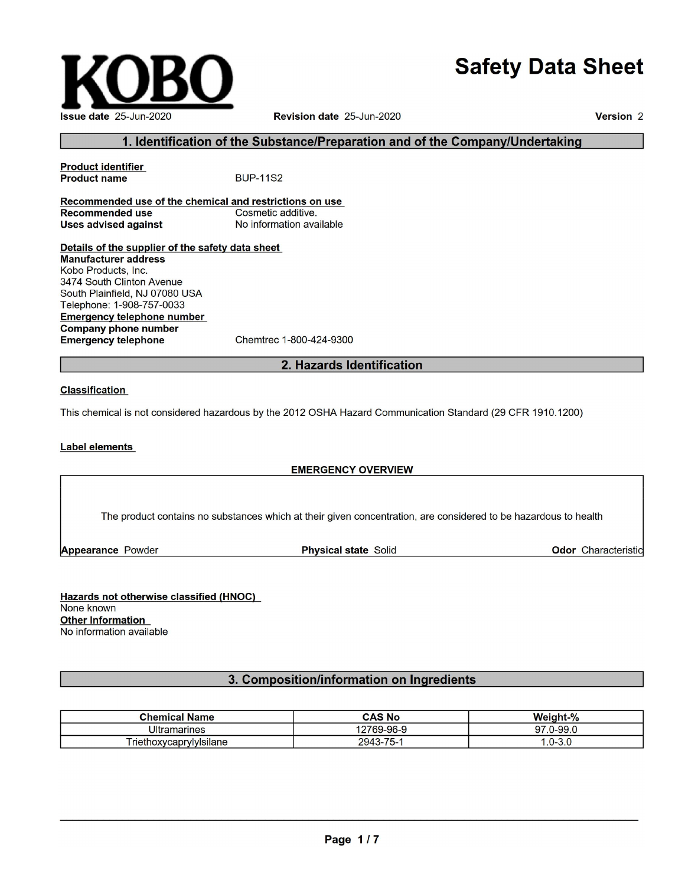**KOBO**

# Safety Data Sheet

**Issue date** 25-Jun-2020 **Revision date** 25-Jun-2020 **Version** 2

## 1. Identification of the Substance/Preparation and of the Company/Undertaking

**Product identifier**
**Product name** BUP-11S2

**Recommended use of the chemical and restrictions on use**
**Recommended use** Cosmetic additive.
**Uses advised against** No information available

**Details of the supplier of the safety data sheet**
**Manufacturer address**
Kobo Products, Inc.
3474 South Clinton Avenue
South Plainfield, NJ 07080 USA
Telephone: 1-908-757-0033
**Emergency telephone number**
**Company phone number**
**Emergency telephone** Chemtrec 1-800-424-9300

## 2. Hazards Identification

**Classification**

This chemical is not considered hazardous by the 2012 OSHA Hazard Communication Standard (29 CFR 1910.1200)

**Label elements**

**EMERGENCY OVERVIEW**

The product contains no substances which at their given concentration, are considered to be hazardous to health

**Appearance** Powder **Physical state** Solid **Odor** Characteristic

**Hazards not otherwise classified (HNOC)**
None known
**Other Information**
No information available

## 3. Composition/information on Ingredients

| Chemical Name | CAS No | Weight-% |
|---|---|---|
| Ultramarines | 12769-96-9 | 97.0-99.0 |
| Triethoxycaprylylsilane | 2943-75-1 | 1.0-3.0 |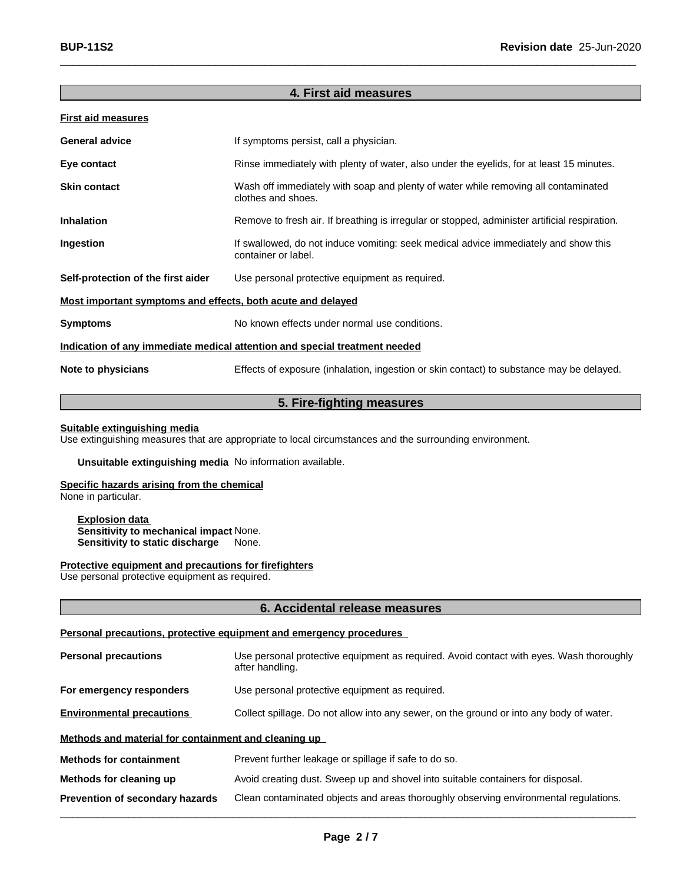## 4. First aid measures

**First aid measures**

| | |
|---|---|
| **General advice** | If symptoms persist, call a physician. |
| **Eye contact** | Rinse immediately with plenty of water, also under the eyelids, for at least 15 minutes. |
| **Skin contact** | Wash off immediately with soap and plenty of water while removing all contaminated clothes and shoes. |
| **Inhalation** | Remove to fresh air. If breathing is irregular or stopped, administer artificial respiration. |
| **Ingestion** | If swallowed, do not induce vomiting: seek medical advice immediately and show this container or label. |
| **Self-protection of the first aider** | Use personal protective equipment as required. |

**Most important symptoms and effects, both acute and delayed**

| | |
|---|---|
| **Symptoms** | No known effects under normal use conditions. |

**Indication of any immediate medical attention and special treatment needed**

| | |
|---|---|
| **Note to physicians** | Effects of exposure (inhalation, ingestion or skin contact) to substance may be delayed. |

## 5. Fire-fighting measures

**Suitable extinguishing media**
Use extinguishing measures that are appropriate to local circumstances and the surrounding environment.

**Unsuitable extinguishing media** No information available.

**Specific hazards arising from the chemical**
None in particular.

**Explosion data**
**Sensitivity to mechanical impact** None.
**Sensitivity to static discharge** None.

**Protective equipment and precautions for firefighters**
Use personal protective equipment as required.

## 6. Accidental release measures

**Personal precautions, protective equipment and emergency procedures**

| | |
|---|---|
| **Personal precautions** | Use personal protective equipment as required. Avoid contact with eyes. Wash thoroughly after handling. |
| **For emergency responders** | Use personal protective equipment as required. |
| **Environmental precautions** | Collect spillage. Do not allow into any sewer, on the ground or into any body of water. |

**Methods and material for containment and cleaning up**

| | |
|---|---|
| **Methods for containment** | Prevent further leakage or spillage if safe to do so. |
| **Methods for cleaning up** | Avoid creating dust. Sweep up and shovel into suitable containers for disposal. |
| **Prevention of secondary hazards** | Clean contaminated objects and areas thoroughly observing environmental regulations. |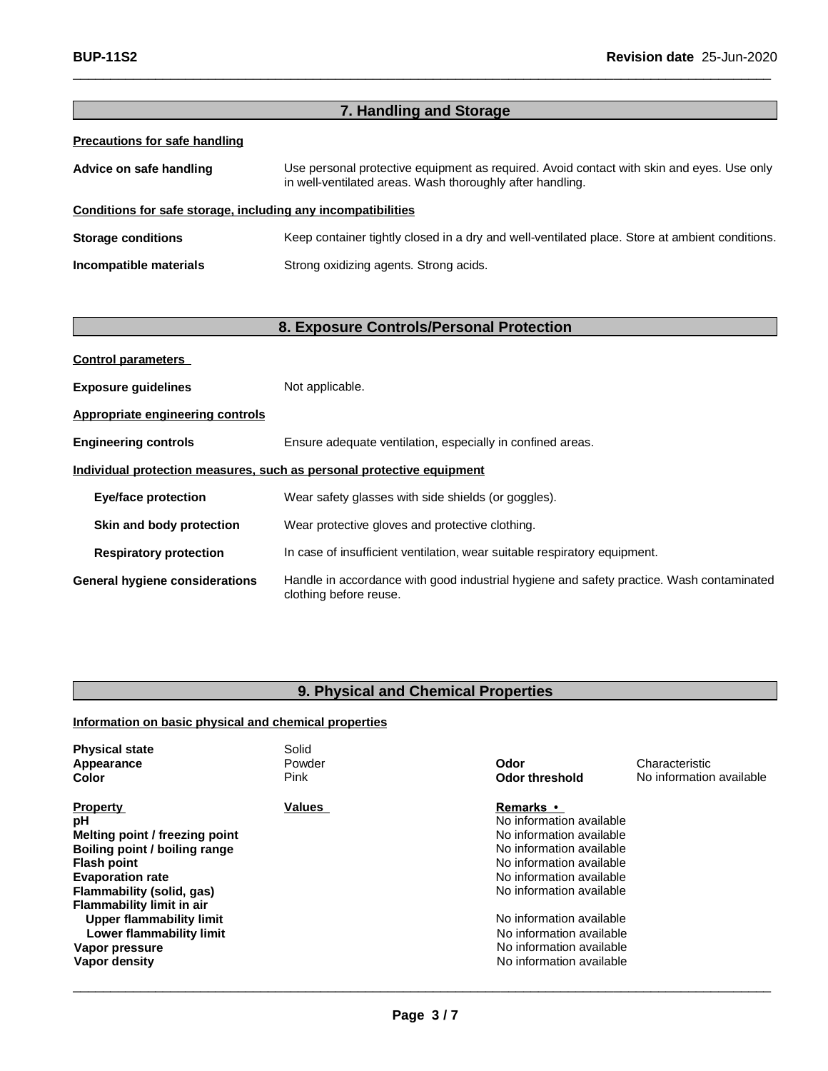## 7. Handling and Storage

**Precautions for safe handling**

**Advice on safe handling** Use personal protective equipment as required. Avoid contact with skin and eyes. Use only in well-ventilated areas. Wash thoroughly after handling.

**Conditions for safe storage, including any incompatibilities**

**Storage conditions** Keep container tightly closed in a dry and well-ventilated place. Store at ambient conditions.

**Incompatible materials** Strong oxidizing agents. Strong acids.

## 8. Exposure Controls/Personal Protection

**Control parameters**

**Exposure guidelines** Not applicable.

**Appropriate engineering controls**

**Engineering controls** Ensure adequate ventilation, especially in confined areas.

**Individual protection measures, such as personal protective equipment**

**Eye/face protection** Wear safety glasses with side shields (or goggles).

**Skin and body protection** Wear protective gloves and protective clothing.

**Respiratory protection** In case of insufficient ventilation, wear suitable respiratory equipment.

**General hygiene considerations** Handle in accordance with good industrial hygiene and safety practice. Wash contaminated clothing before reuse.

## 9. Physical and Chemical Properties

**Information on basic physical and chemical properties**

| | | | |
|---|---|---|---|
| **Physical state** | Solid | | |
| **Appearance** | Powder | **Odor** | Characteristic |
| **Color** | Pink | **Odor threshold** | No information available |

| **Property** | **Values** | **Remarks •** |
|---|---|---|
| **pH** | | No information available |
| **Melting point / freezing point** | | No information available |
| **Boiling point / boiling range** | | No information available |
| **Flash point** | | No information available |
| **Evaporation rate** | | No information available |
| **Flammability (solid, gas)** | | No information available |
| **Flammability limit in air** | | |
| **Upper flammability limit** | | No information available |
| **Lower flammability limit** | | No information available |
| **Vapor pressure** | | No information available |
| **Vapor density** | | No information available |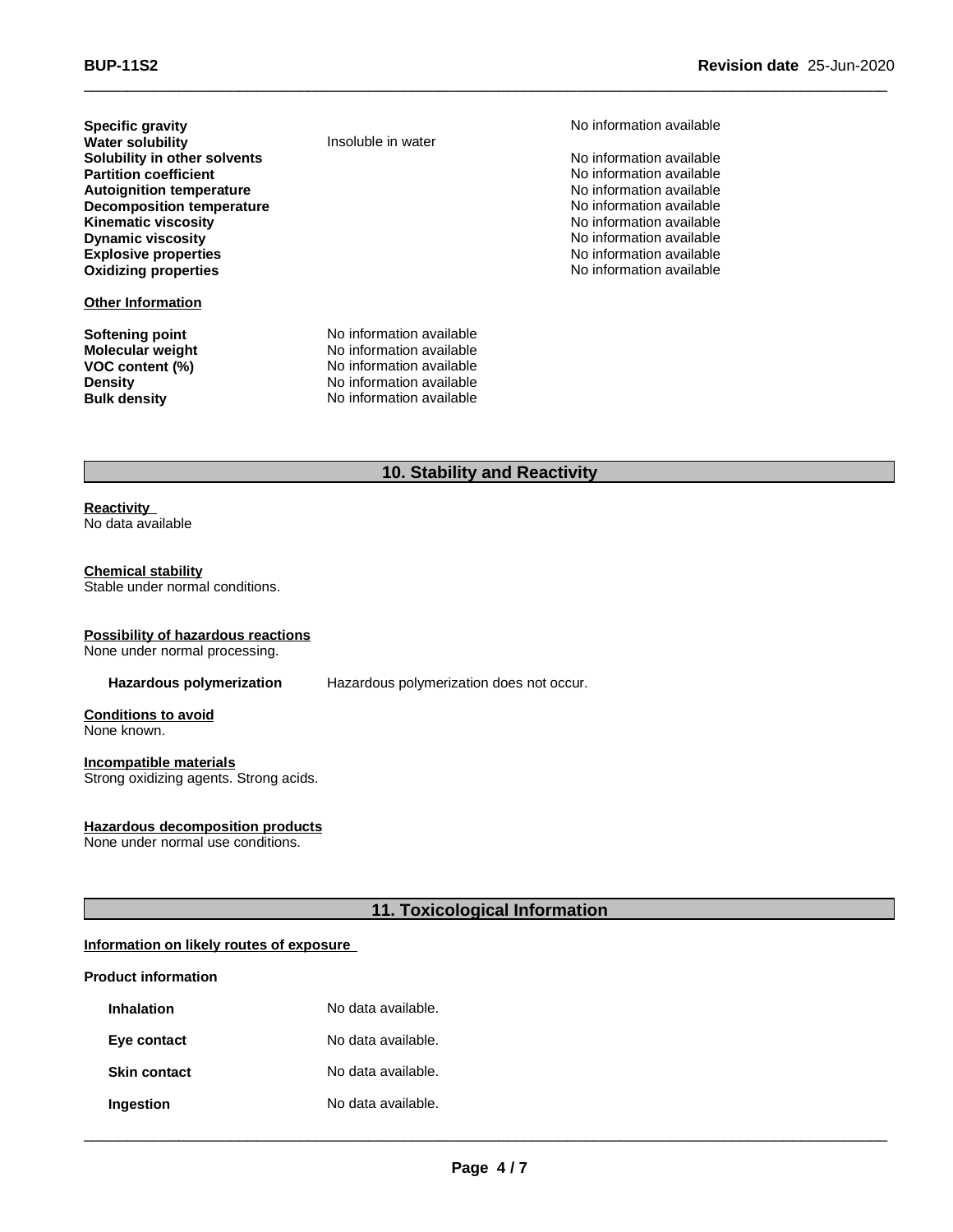| | | |
|---|---|---|
| **Specific gravity** | | No information available |
| **Water solubility** | Insoluble in water | |
| **Solubility in other solvents** | | No information available |
| **Partition coefficient** | | No information available |
| **Autoignition temperature** | | No information available |
| **Decomposition temperature** | | No information available |
| **Kinematic viscosity** | | No information available |
| **Dynamic viscosity** | | No information available |
| **Explosive properties** | | No information available |
| **Oxidizing properties** | | No information available |

**Other Information**

| | |
|---|---|
| **Softening point** | No information available |
| **Molecular weight** | No information available |
| **VOC content (%)** | No information available |
| **Density** | No information available |
| **Bulk density** | No information available |

## 10. Stability and Reactivity

**Reactivity**
No data available

**Chemical stability**
Stable under normal conditions.

**Possibility of hazardous reactions**
None under normal processing.

**Hazardous polymerization** Hazardous polymerization does not occur.

**Conditions to avoid**
None known.

**Incompatible materials**
Strong oxidizing agents. Strong acids.

**Hazardous decomposition products**
None under normal use conditions.

## 11. Toxicological Information

**Information on likely routes of exposure**

**Product information**

| | |
|---|---|
| **Inhalation** | No data available. |
| **Eye contact** | No data available. |
| **Skin contact** | No data available. |
| **Ingestion** | No data available. |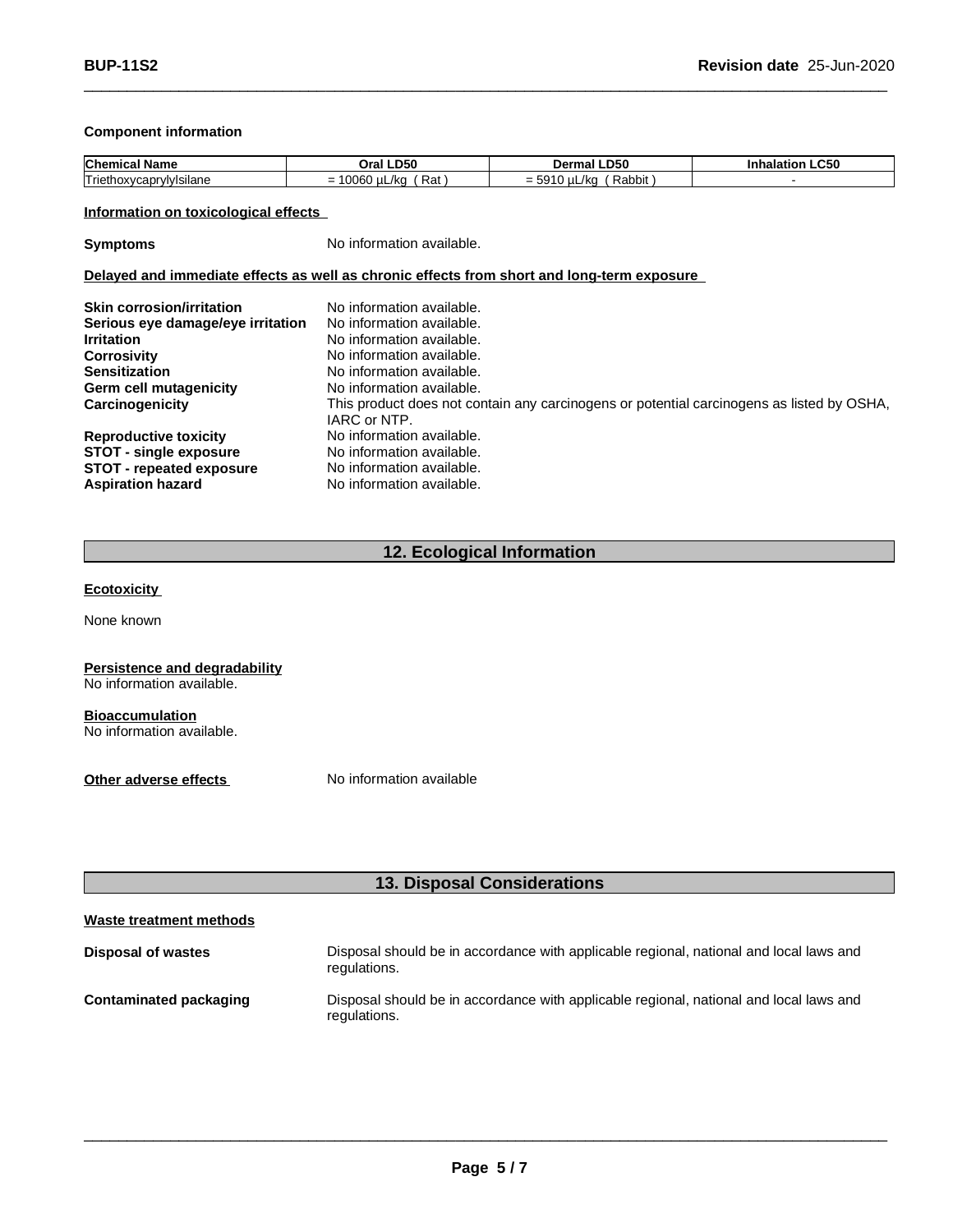**Component information**

| Chemical Name | Oral LD50 | Dermal LD50 | Inhalation LC50 |
|---|---|---|---|
| Triethoxycaprylylsilane | = 10060 µL/kg ( Rat ) | = 5910 µL/kg ( Rabbit ) | - |

**Information on toxicological effects**

**Symptoms** No information available.

**Delayed and immediate effects as well as chronic effects from short and long-term exposure**

| | |
|---|---|
| **Skin corrosion/irritation** | No information available. |
| **Serious eye damage/eye irritation** | No information available. |
| **Irritation** | No information available. |
| **Corrosivity** | No information available. |
| **Sensitization** | No information available. |
| **Germ cell mutagenicity** | No information available. |
| **Carcinogenicity** | This product does not contain any carcinogens or potential carcinogens as listed by OSHA, IARC or NTP. |
| **Reproductive toxicity** | No information available. |
| **STOT - single exposure** | No information available. |
| **STOT - repeated exposure** | No information available. |
| **Aspiration hazard** | No information available. |

## 12. Ecological Information

**Ecotoxicity**

None known

**Persistence and degradability**
No information available.

**Bioaccumulation**
No information available.

**Other adverse effects** No information available

## 13. Disposal Considerations

**Waste treatment methods**

**Disposal of wastes** Disposal should be in accordance with applicable regional, national and local laws and regulations.

**Contaminated packaging** Disposal should be in accordance with applicable regional, national and local laws and regulations.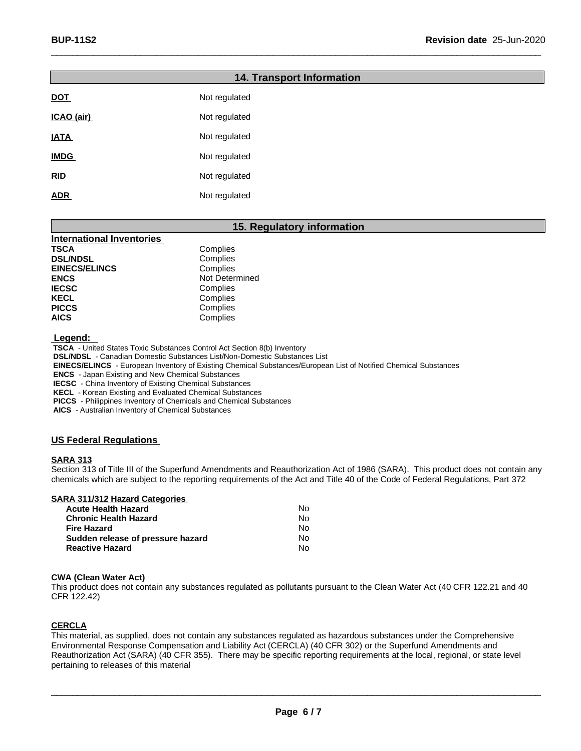## 14. Transport Information

| | |
|---|---|
| **DOT** | Not regulated |
| **ICAO (air)** | Not regulated |
| **IATA** | Not regulated |
| **IMDG** | Not regulated |
| **RID** | Not regulated |
| **ADR** | Not regulated |

## 15. Regulatory information

**International Inventories**

| | |
|---|---|
| **TSCA** | Complies |
| **DSL/NDSL** | Complies |
| **EINECS/ELINCS** | Complies |
| **ENCS** | Not Determined |
| **IECSC** | Complies |
| **KECL** | Complies |
| **PICCS** | Complies |
| **AICS** | Complies |

**Legend:**

**TSCA** - United States Toxic Substances Control Act Section 8(b) Inventory
**DSL/NDSL** - Canadian Domestic Substances List/Non-Domestic Substances List
**EINECS/ELINCS** - European Inventory of Existing Chemical Substances/European List of Notified Chemical Substances
**ENCS** - Japan Existing and New Chemical Substances
**IECSC** - China Inventory of Existing Chemical Substances
**KECL** - Korean Existing and Evaluated Chemical Substances
**PICCS** - Philippines Inventory of Chemicals and Chemical Substances
**AICS** - Australian Inventory of Chemical Substances

### US Federal Regulations

**SARA 313**

Section 313 of Title III of the Superfund Amendments and Reauthorization Act of 1986 (SARA). This product does not contain any chemicals which are subject to the reporting requirements of the Act and Title 40 of the Code of Federal Regulations, Part 372

**SARA 311/312 Hazard Categories**

| | |
|---|---|
| **Acute Health Hazard** | No |
| **Chronic Health Hazard** | No |
| **Fire Hazard** | No |
| **Sudden release of pressure hazard** | No |
| **Reactive Hazard** | No |

**CWA (Clean Water Act)**

This product does not contain any substances regulated as pollutants pursuant to the Clean Water Act (40 CFR 122.21 and 40 CFR 122.42)

**CERCLA**

This material, as supplied, does not contain any substances regulated as hazardous substances under the Comprehensive Environmental Response Compensation and Liability Act (CERCLA) (40 CFR 302) or the Superfund Amendments and Reauthorization Act (SARA) (40 CFR 355). There may be specific reporting requirements at the local, regional, or state level pertaining to releases of this material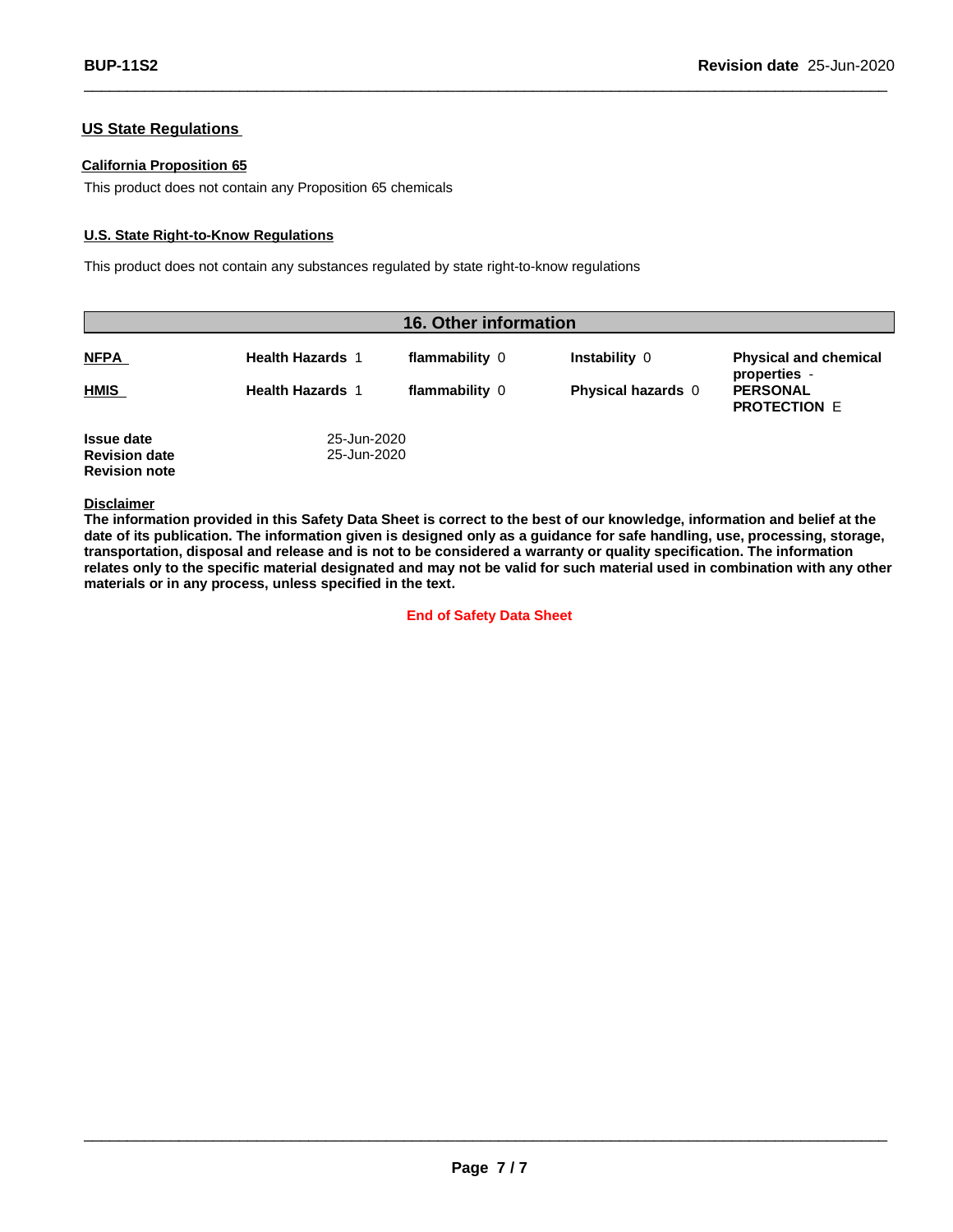## US State Regulations

### California Proposition 65

This product does not contain any Proposition 65 chemicals

### U.S. State Right-to-Know Regulations

This product does not contain any substances regulated by state right-to-know regulations

## 16. Other information

| | | | | |
|---|---|---|---|---|
| **NFPA** | **Health Hazards** 1 | **flammability** 0 | **Instability** 0 | **Physical and chemical properties** - |
| **HMIS** | **Health Hazards** 1 | **flammability** 0 | **Physical hazards** 0 | **PERSONAL PROTECTION** E |

**Issue date** 25-Jun-2020
**Revision date** 25-Jun-2020
**Revision note**

**Disclaimer**

**The information provided in this Safety Data Sheet is correct to the best of our knowledge, information and belief at the date of its publication. The information given is designed only as a guidance for safe handling, use, processing, storage, transportation, disposal and release and is not to be considered a warranty or quality specification. The information relates only to the specific material designated and may not be valid for such material used in combination with any other materials or in any process, unless specified in the text.**

**End of Safety Data Sheet**